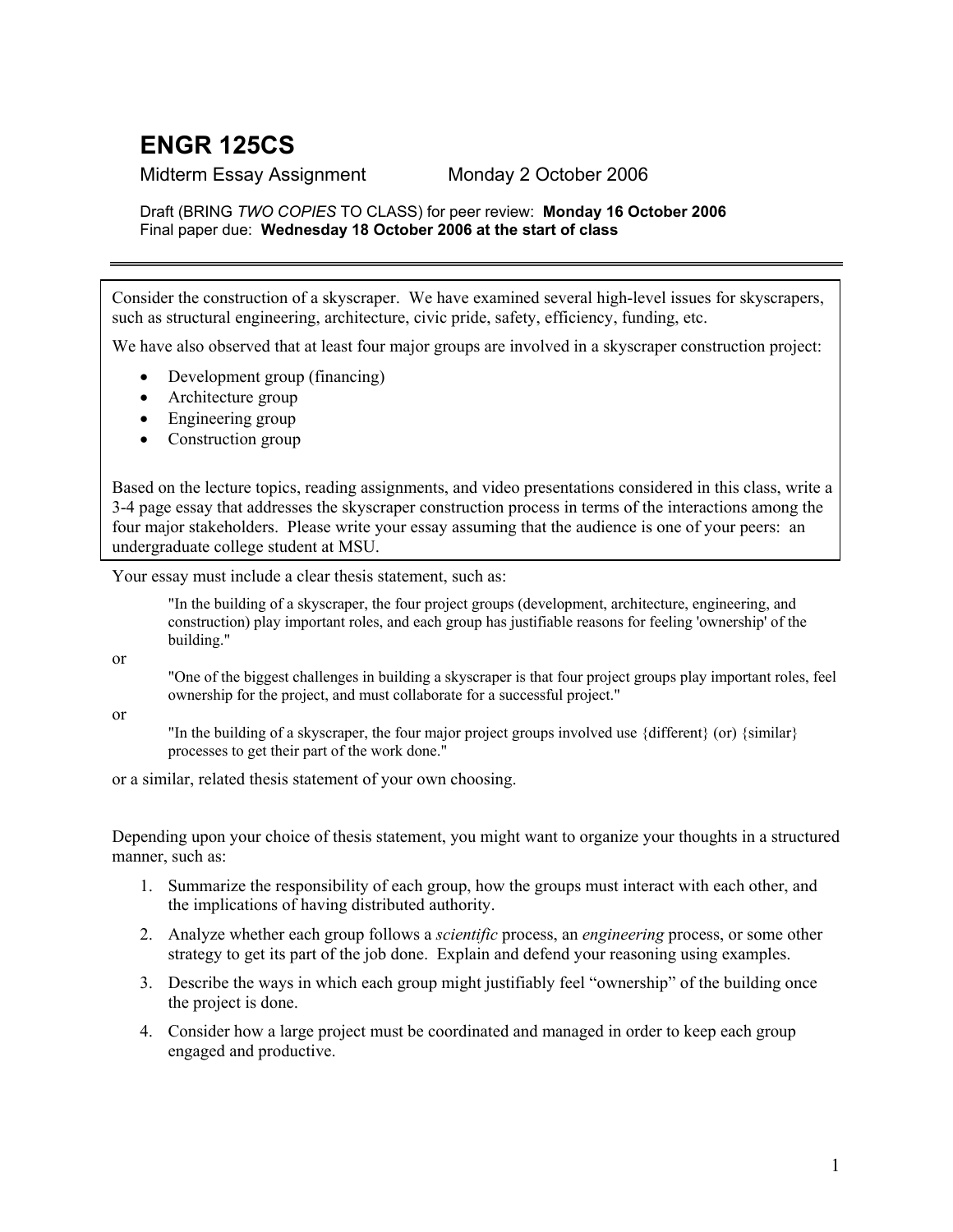# ENGR 125CS

Midterm Essay Assignment Monday 2 October 2006

Draft (BRING *TWO COPIES* TO CLASS) for peer review: **Monday 16 October 2006**
Final paper due: **Wednesday 18 October 2006 at the start of class**

---

Consider the construction of a skyscraper. We have examined several high-level issues for skyscrapers, such as structural engineering, architecture, civic pride, safety, efficiency, funding, etc.

We have also observed that at least four major groups are involved in a skyscraper construction project:

- Development group (financing)
- Architecture group
- Engineering group
- Construction group

Based on the lecture topics, reading assignments, and video presentations considered in this class, write a 3-4 page essay that addresses the skyscraper construction process in terms of the interactions among the four major stakeholders. Please write your essay assuming that the audience is one of your peers: an undergraduate college student at MSU.

Your essay must include a clear thesis statement, such as:

> "In the building of a skyscraper, the four project groups (development, architecture, engineering, and construction) play important roles, and each group has justifiable reasons for feeling 'ownership' of the building."

or

> "One of the biggest challenges in building a skyscraper is that four project groups play important roles, feel ownership for the project, and must collaborate for a successful project."

or

> "In the building of a skyscraper, the four major project groups involved use {different} (or) {similar} processes to get their part of the work done."

or a similar, related thesis statement of your own choosing.

Depending upon your choice of thesis statement, you might want to organize your thoughts in a structured manner, such as:

1. Summarize the responsibility of each group, how the groups must interact with each other, and the implications of having distributed authority.
2. Analyze whether each group follows a *scientific* process, an *engineering* process, or some other strategy to get its part of the job done. Explain and defend your reasoning using examples.
3. Describe the ways in which each group might justifiably feel "ownership" of the building once the project is done.
4. Consider how a large project must be coordinated and managed in order to keep each group engaged and productive.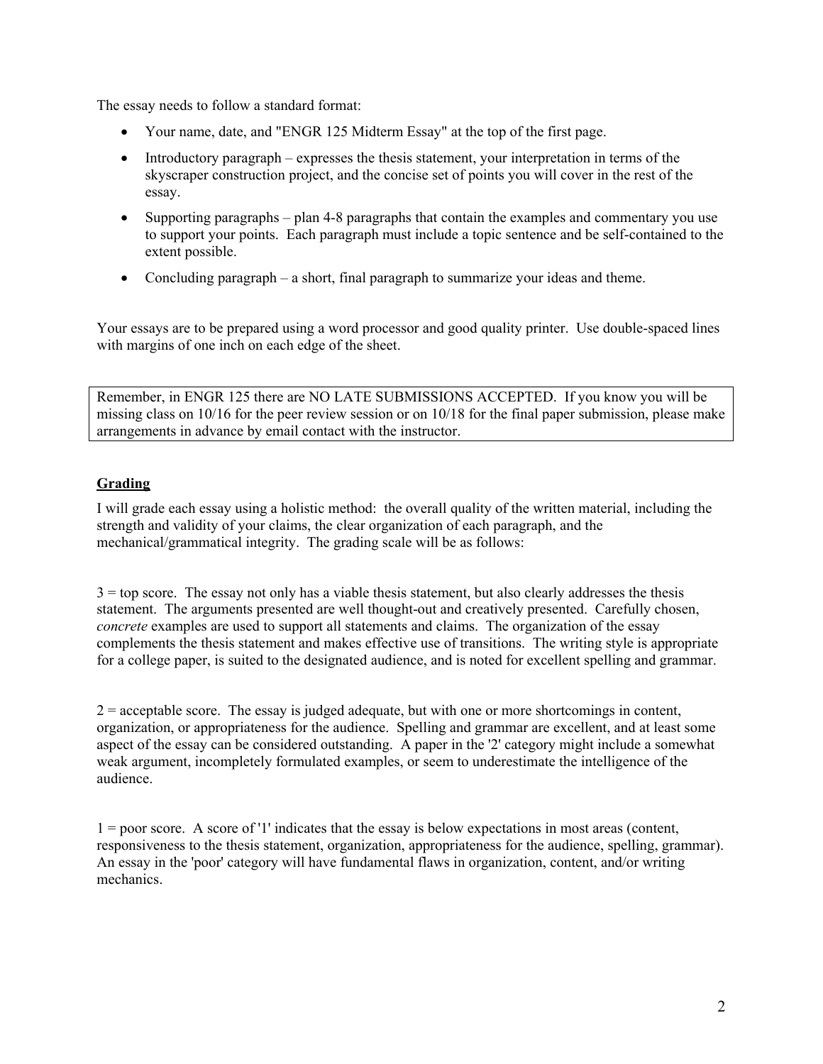The essay needs to follow a standard format:

- Your name, date, and "ENGR 125 Midterm Essay" at the top of the first page.
- Introductory paragraph – expresses the thesis statement, your interpretation in terms of the skyscraper construction project, and the concise set of points you will cover in the rest of the essay.
- Supporting paragraphs – plan 4-8 paragraphs that contain the examples and commentary you use to support your points. Each paragraph must include a topic sentence and be self-contained to the extent possible.
- Concluding paragraph – a short, final paragraph to summarize your ideas and theme.

Your essays are to be prepared using a word processor and good quality printer. Use double-spaced lines with margins of one inch on each edge of the sheet.

> Remember, in ENGR 125 there are NO LATE SUBMISSIONS ACCEPTED. If you know you will be missing class on 10/16 for the peer review session or on 10/18 for the final paper submission, please make arrangements in advance by email contact with the instructor.

## Grading

I will grade each essay using a holistic method: the overall quality of the written material, including the strength and validity of your claims, the clear organization of each paragraph, and the mechanical/grammatical integrity. The grading scale will be as follows:

3 = top score. The essay not only has a viable thesis statement, but also clearly addresses the thesis statement. The arguments presented are well thought-out and creatively presented. Carefully chosen, *concrete* examples are used to support all statements and claims. The organization of the essay complements the thesis statement and makes effective use of transitions. The writing style is appropriate for a college paper, is suited to the designated audience, and is noted for excellent spelling and grammar.

2 = acceptable score. The essay is judged adequate, but with one or more shortcomings in content, organization, or appropriateness for the audience. Spelling and grammar are excellent, and at least some aspect of the essay can be considered outstanding. A paper in the '2' category might include a somewhat weak argument, incompletely formulated examples, or seem to underestimate the intelligence of the audience.

1 = poor score. A score of '1' indicates that the essay is below expectations in most areas (content, responsiveness to the thesis statement, organization, appropriateness for the audience, spelling, grammar). An essay in the 'poor' category will have fundamental flaws in organization, content, and/or writing mechanics.